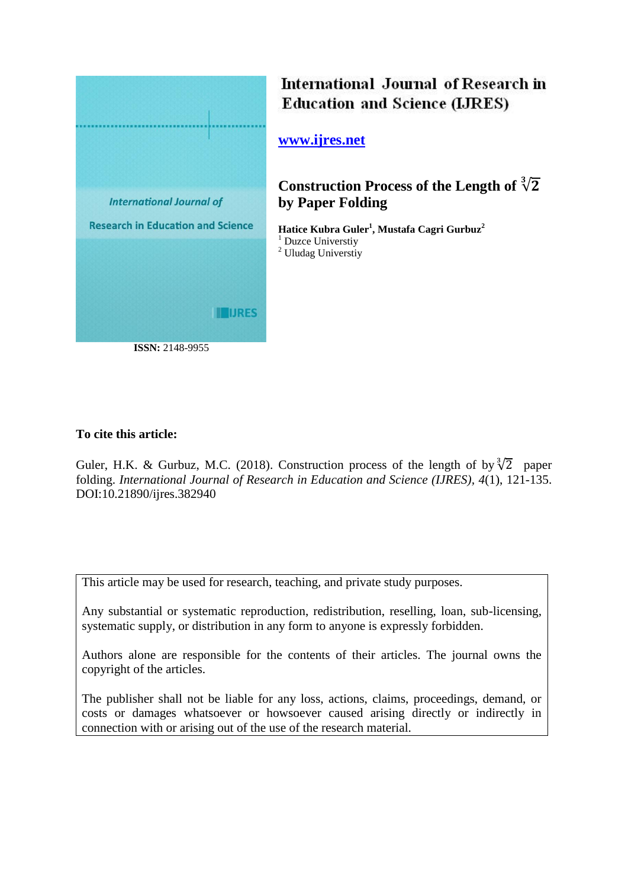International Journal of Research in Education and Science

International Journal of Research in Education and Science (IJRES)

www.ijres.net

# Construction Process of the Length of $\sqrt[3]{2}$ by Paper Folding

**Hatice Kubra Guler[1], Mustafa Cagri Gurbuz[2]**
[1] Duzce Universtiy
[2] Uludag Universtiy

**ISSN:** 2148-9955

**To cite this article:**

Guler, H.K. & Gurbuz, M.C. (2018). Construction process of the length of by $\sqrt[3]{2}$ paper folding. *International Journal of Research in Education and Science (IJRES), 4*(1), 121-135. DOI:10.21890/ijres.382940

This article may be used for research, teaching, and private study purposes.

Any substantial or systematic reproduction, redistribution, reselling, loan, sub-licensing, systematic supply, or distribution in any form to anyone is expressly forbidden.

Authors alone are responsible for the contents of their articles. The journal owns the copyright of the articles.

The publisher shall not be liable for any loss, actions, claims, proceedings, demand, or costs or damages whatsoever or howsoever caused arising directly or indirectly in connection with or arising out of the use of the research material.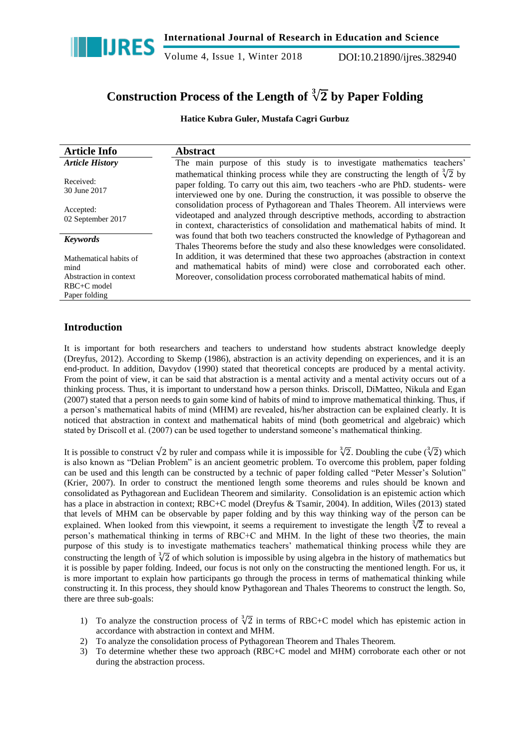# Construction Process of the Length of $\sqrt[3]{2}$ by Paper Folding

**Hatice Kubra Guler, Mustafa Cagri Gurbuz**

| Article Info | Abstract |
| --- | --- |
| ***Article History***<br><br>Received:<br>30 June 2017<br><br>Accepted:<br>02 September 2017<br><br>***Keywords***<br><br>Mathematical habits of mind<br>Abstraction in context<br>RBC+C model<br>Paper folding | The main purpose of this study is to investigate mathematics teachers' mathematical thinking process while they are constructing the length of $\sqrt[3]{2}$ by paper folding. To carry out this aim, two teachers -who are PhD. students- were interviewed one by one. During the construction, it was possible to observe the consolidation process of Pythagorean and Thales Theorem. All interviews were videotaped and analyzed through descriptive methods, according to abstraction in context, characteristics of consolidation and mathematical habits of mind. It was found that both two teachers constructed the knowledge of Pythagorean and Thales Theorems before the study and also these knowledges were consolidated. In addition, it was determined that these two approaches (abstraction in context and mathematical habits of mind) were close and corroborated each other. Moreover, consolidation process corroborated mathematical habits of mind. |

## Introduction

It is important for both researchers and teachers to understand how students abstract knowledge deeply (Dreyfus, 2012). According to Skemp (1986), abstraction is an activity depending on experiences, and it is an end-product. In addition, Davydov (1990) stated that theoretical concepts are produced by a mental activity. From the point of view, it can be said that abstraction is a mental activity and a mental activity occurs out of a thinking process. Thus, it is important to understand how a person thinks. Driscoll, DiMatteo, Nikula and Egan (2007) stated that a person needs to gain some kind of habits of mind to improve mathematical thinking. Thus, if a person's mathematical habits of mind (MHM) are revealed, his/her abstraction can be explained clearly. It is noticed that abstraction in context and mathematical habits of mind (both geometrical and algebraic) which stated by Driscoll et al. (2007) can be used together to understand someone's mathematical thinking.

It is possible to construct $\sqrt{2}$ by ruler and compass while it is impossible for $\sqrt[3]{2}$. Doubling the cube ($\sqrt[3]{2}$) which is also known as "Delian Problem" is an ancient geometric problem. To overcome this problem, paper folding can be used and this length can be constructed by a technic of paper folding called "Peter Messer's Solution" (Krier, 2007). In order to construct the mentioned length some theorems and rules should be known and consolidated as Pythagorean and Euclidean Theorem and similarity. Consolidation is an epistemic action which has a place in abstraction in context; RBC+C model (Dreyfus & Tsamir, 2004). In addition, Wiles (2013) stated that levels of MHM can be observable by paper folding and by this way thinking way of the person can be explained. When looked from this viewpoint, it seems a requirement to investigate the length $\sqrt[3]{2}$ to reveal a person's mathematical thinking in terms of RBC+C and MHM. In the light of these two theories, the main purpose of this study is to investigate mathematics teachers' mathematical thinking process while they are constructing the length of $\sqrt[3]{2}$ of which solution is impossible by using algebra in the history of mathematics but it is possible by paper folding. Indeed, our focus is not only on the constructing the mentioned length. For us, it is more important to explain how participants go through the process in terms of mathematical thinking while constructing it. In this process, they should know Pythagorean and Thales Theorems to construct the length. So, there are three sub-goals:

1) To analyze the construction process of $\sqrt[3]{2}$ in terms of RBC+C model which has epistemic action in accordance with abstraction in context and MHM.
2) To analyze the consolidation process of Pythagorean Theorem and Thales Theorem.
3) To determine whether these two approach (RBC+C model and MHM) corroborate each other or not during the abstraction process.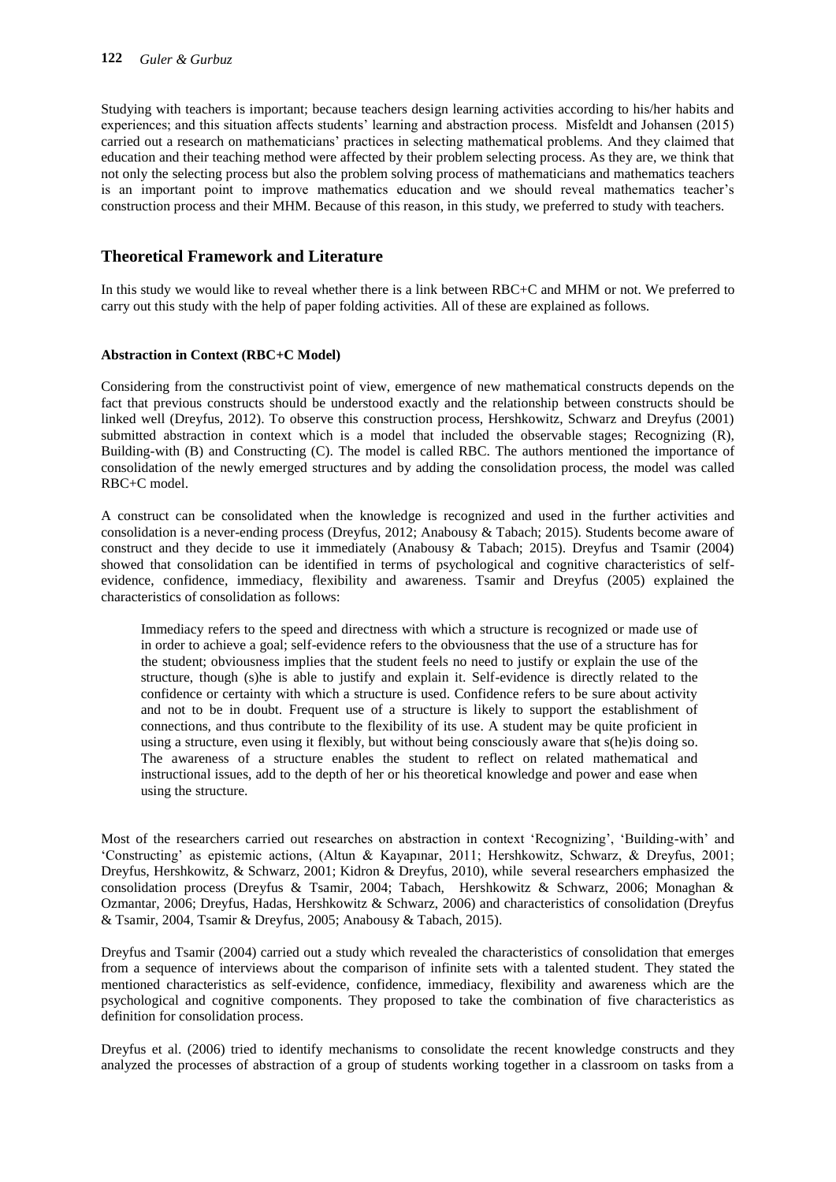Studying with teachers is important; because teachers design learning activities according to his/her habits and experiences; and this situation affects students' learning and abstraction process. Misfeldt and Johansen (2015) carried out a research on mathematicians' practices in selecting mathematical problems. And they claimed that education and their teaching method were affected by their problem selecting process. As they are, we think that not only the selecting process but also the problem solving process of mathematicians and mathematics teachers is an important point to improve mathematics education and we should reveal mathematics teacher's construction process and their MHM. Because of this reason, in this study, we preferred to study with teachers.

## Theoretical Framework and Literature

In this study we would like to reveal whether there is a link between RBC+C and MHM or not. We preferred to carry out this study with the help of paper folding activities. All of these are explained as follows.

### Abstraction in Context (RBC+C Model)

Considering from the constructivist point of view, emergence of new mathematical constructs depends on the fact that previous constructs should be understood exactly and the relationship between constructs should be linked well (Dreyfus, 2012). To observe this construction process, Hershkowitz, Schwarz and Dreyfus (2001) submitted abstraction in context which is a model that included the observable stages; Recognizing (R), Building-with (B) and Constructing (C). The model is called RBC. The authors mentioned the importance of consolidation of the newly emerged structures and by adding the consolidation process, the model was called RBC+C model.

A construct can be consolidated when the knowledge is recognized and used in the further activities and consolidation is a never-ending process (Dreyfus, 2012; Anabousy & Tabach; 2015). Students become aware of construct and they decide to use it immediately (Anabousy & Tabach; 2015). Dreyfus and Tsamir (2004) showed that consolidation can be identified in terms of psychological and cognitive characteristics of self-evidence, confidence, immediacy, flexibility and awareness. Tsamir and Dreyfus (2005) explained the characteristics of consolidation as follows:

> Immediacy refers to the speed and directness with which a structure is recognized or made use of in order to achieve a goal; self-evidence refers to the obviousness that the use of a structure has for the student; obviousness implies that the student feels no need to justify or explain the use of the structure, though (s)he is able to justify and explain it. Self-evidence is directly related to the confidence or certainty with which a structure is used. Confidence refers to be sure about activity and not to be in doubt. Frequent use of a structure is likely to support the establishment of connections, and thus contribute to the flexibility of its use. A student may be quite proficient in using a structure, even using it flexibly, but without being consciously aware that s(he)is doing so. The awareness of a structure enables the student to reflect on related mathematical and instructional issues, add to the depth of her or his theoretical knowledge and power and ease when using the structure.

Most of the researchers carried out researches on abstraction in context 'Recognizing', 'Building-with' and 'Constructing' as epistemic actions, (Altun & Kayapınar, 2011; Hershkowitz, Schwarz, & Dreyfus, 2001; Dreyfus, Hershkowitz, & Schwarz, 2001; Kidron & Dreyfus, 2010), while several researchers emphasized the consolidation process (Dreyfus & Tsamir, 2004; Tabach, Hershkowitz & Schwarz, 2006; Monaghan & Ozmantar, 2006; Dreyfus, Hadas, Hershkowitz & Schwarz, 2006) and characteristics of consolidation (Dreyfus & Tsamir, 2004, Tsamir & Dreyfus, 2005; Anabousy & Tabach, 2015).

Dreyfus and Tsamir (2004) carried out a study which revealed the characteristics of consolidation that emerges from a sequence of interviews about the comparison of infinite sets with a talented student. They stated the mentioned characteristics as self-evidence, confidence, immediacy, flexibility and awareness which are the psychological and cognitive components. They proposed to take the combination of five characteristics as definition for consolidation process.

Dreyfus et al. (2006) tried to identify mechanisms to consolidate the recent knowledge constructs and they analyzed the processes of abstraction of a group of students working together in a classroom on tasks from a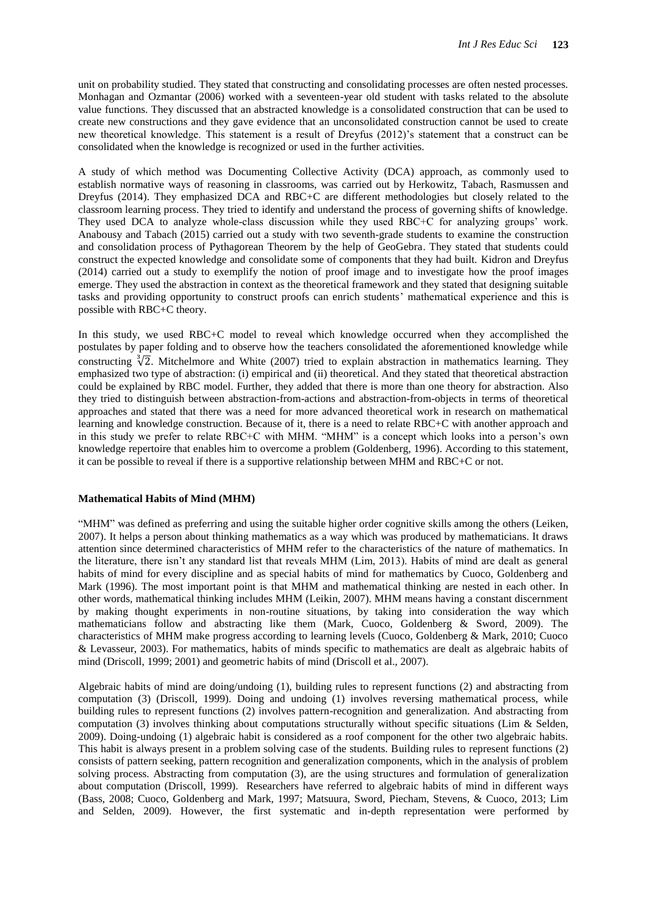unit on probability studied. They stated that constructing and consolidating processes are often nested processes. Monhagan and Ozmantar (2006) worked with a seventeen-year old student with tasks related to the absolute value functions. They discussed that an abstracted knowledge is a consolidated construction that can be used to create new constructions and they gave evidence that an unconsolidated construction cannot be used to create new theoretical knowledge. This statement is a result of Dreyfus (2012)'s statement that a construct can be consolidated when the knowledge is recognized or used in the further activities.

A study of which method was Documenting Collective Activity (DCA) approach, as commonly used to establish normative ways of reasoning in classrooms, was carried out by Herkowitz, Tabach, Rasmussen and Dreyfus (2014). They emphasized DCA and RBC+C are different methodologies but closely related to the classroom learning process. They tried to identify and understand the process of governing shifts of knowledge. They used DCA to analyze whole-class discussion while they used RBC+C for analyzing groups' work. Anabousy and Tabach (2015) carried out a study with two seventh-grade students to examine the construction and consolidation process of Pythagorean Theorem by the help of GeoGebra. They stated that students could construct the expected knowledge and consolidate some of components that they had built. Kidron and Dreyfus (2014) carried out a study to exemplify the notion of proof image and to investigate how the proof images emerge. They used the abstraction in context as the theoretical framework and they stated that designing suitable tasks and providing opportunity to construct proofs can enrich students' mathematical experience and this is possible with RBC+C theory.

In this study, we used RBC+C model to reveal which knowledge occurred when they accomplished the postulates by paper folding and to observe how the teachers consolidated the aforementioned knowledge while constructing $\sqrt[3]{2}$. Mitchelmore and White (2007) tried to explain abstraction in mathematics learning. They emphasized two type of abstraction: (i) empirical and (ii) theoretical. And they stated that theoretical abstraction could be explained by RBC model. Further, they added that there is more than one theory for abstraction. Also they tried to distinguish between abstraction-from-actions and abstraction-from-objects in terms of theoretical approaches and stated that there was a need for more advanced theoretical work in research on mathematical learning and knowledge construction. Because of it, there is a need to relate RBC+C with another approach and in this study we prefer to relate RBC+C with MHM. "MHM" is a concept which looks into a person's own knowledge repertoire that enables him to overcome a problem (Goldenberg, 1996). According to this statement, it can be possible to reveal if there is a supportive relationship between MHM and RBC+C or not.

### Mathematical Habits of Mind (MHM)

"MHM" was defined as preferring and using the suitable higher order cognitive skills among the others (Leiken, 2007). It helps a person about thinking mathematics as a way which was produced by mathematicians. It draws attention since determined characteristics of MHM refer to the characteristics of the nature of mathematics. In the literature, there isn't any standard list that reveals MHM (Lim, 2013). Habits of mind are dealt as general habits of mind for every discipline and as special habits of mind for mathematics by Cuoco, Goldenberg and Mark (1996). The most important point is that MHM and mathematical thinking are nested in each other. In other words, mathematical thinking includes MHM (Leikin, 2007). MHM means having a constant discernment by making thought experiments in non-routine situations, by taking into consideration the way which mathematicians follow and abstracting like them (Mark, Cuoco, Goldenberg & Sword, 2009). The characteristics of MHM make progress according to learning levels (Cuoco, Goldenberg & Mark, 2010; Cuoco & Levasseur, 2003). For mathematics, habits of minds specific to mathematics are dealt as algebraic habits of mind (Driscoll, 1999; 2001) and geometric habits of mind (Driscoll et al., 2007).

Algebraic habits of mind are doing/undoing (1), building rules to represent functions (2) and abstracting from computation (3) (Driscoll, 1999). Doing and undoing (1) involves reversing mathematical process, while building rules to represent functions (2) involves pattern-recognition and generalization. And abstracting from computation (3) involves thinking about computations structurally without specific situations (Lim & Selden, 2009). Doing-undoing (1) algebraic habit is considered as a roof component for the other two algebraic habits. This habit is always present in a problem solving case of the students. Building rules to represent functions (2) consists of pattern seeking, pattern recognition and generalization components, which in the analysis of problem solving process. Abstracting from computation (3), are the using structures and formulation of generalization about computation (Driscoll, 1999). Researchers have referred to algebraic habits of mind in different ways (Bass, 2008; Cuoco, Goldenberg and Mark, 1997; Matsuura, Sword, Piecham, Stevens, & Cuoco, 2013; Lim and Selden, 2009). However, the first systematic and in-depth representation were performed by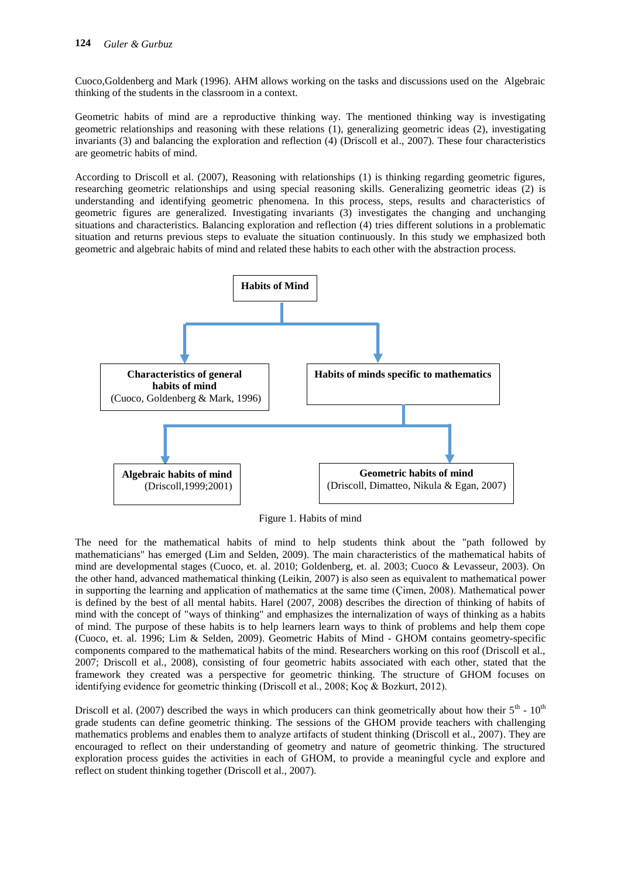Cuoco,Goldenberg and Mark (1996). AHM allows working on the tasks and discussions used on the Algebraic thinking of the students in the classroom in a context.

Geometric habits of mind are a reproductive thinking way. The mentioned thinking way is investigating geometric relationships and reasoning with these relations (1), generalizing geometric ideas (2), investigating invariants (3) and balancing the exploration and reflection (4) (Driscoll et al., 2007). These four characteristics are geometric habits of mind.

According to Driscoll et al. (2007), Reasoning with relationships (1) is thinking regarding geometric figures, researching geometric relationships and using special reasoning skills. Generalizing geometric ideas (2) is understanding and identifying geometric phenomena. In this process, steps, results and characteristics of geometric figures are generalized. Investigating invariants (3) investigates the changing and unchanging situations and characteristics. Balancing exploration and reflection (4) tries different solutions in a problematic situation and returns previous steps to evaluate the situation continuously. In this study we emphasized both geometric and algebraic habits of mind and related these habits to each other with the abstraction process.

**Habits of Mind**

- **Characteristics of general habits of mind** (Cuoco, Goldenberg & Mark, 1996)
- **Habits of minds specific to mathematics**
  - **Algebraic habits of mind** (Driscoll,1999;2001)
  - **Geometric habits of mind** (Driscoll, Dimatteo, Nikula & Egan, 2007)

Figure 1. Habits of mind

The need for the mathematical habits of mind to help students think about the "path followed by mathematicians" has emerged (Lim and Selden, 2009). The main characteristics of the mathematical habits of mind are developmental stages (Cuoco, et. al. 2010; Goldenberg, et. al. 2003; Cuoco & Levasseur, 2003). On the other hand, advanced mathematical thinking (Leikin, 2007) is also seen as equivalent to mathematical power in supporting the learning and application of mathematics at the same time (Çimen, 2008). Mathematical power is defined by the best of all mental habits. Harel (2007, 2008) describes the direction of thinking of habits of mind with the concept of "ways of thinking" and emphasizes the internalization of ways of thinking as a habits of mind. The purpose of these habits is to help learners learn ways to think of problems and help them cope (Cuoco, et. al. 1996; Lim & Selden, 2009). Geometric Habits of Mind - GHOM contains geometry-specific components compared to the mathematical habits of the mind. Researchers working on this roof (Driscoll et al., 2007; Driscoll et al., 2008), consisting of four geometric habits associated with each other, stated that the framework they created was a perspective for geometric thinking. The structure of GHOM focuses on identifying evidence for geometric thinking (Driscoll et al., 2008; Koç & Bozkurt, 2012).

Driscoll et al. (2007) described the ways in which producers can think geometrically about how their $5^{th}$ - $10^{th}$ grade students can define geometric thinking. The sessions of the GHOM provide teachers with challenging mathematics problems and enables them to analyze artifacts of student thinking (Driscoll et al., 2007). They are encouraged to reflect on their understanding of geometry and nature of geometric thinking. The structured exploration process guides the activities in each of GHOM, to provide a meaningful cycle and explore and reflect on student thinking together (Driscoll et al., 2007).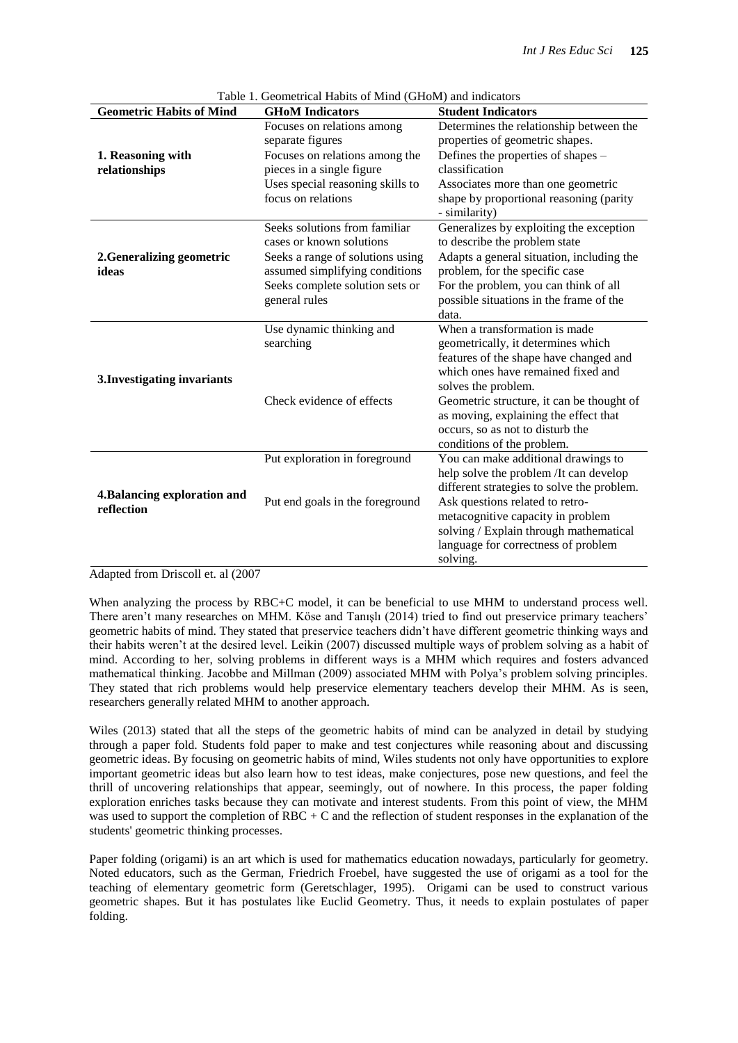Table 1. Geometrical Habits of Mind (GHoM) and indicators

| Geometric Habits of Mind | GHoM Indicators | Student Indicators |
|---|---|---|
| **1. Reasoning with relationships** | Focuses on relations among separate figures | Determines the relationship between the properties of geometric shapes. |
| | Focuses on relations among the pieces in a single figure | Defines the properties of shapes – classification |
| | Uses special reasoning skills to focus on relations | Associates more than one geometric shape by proportional reasoning (parity - similarity) |
| **2.Generalizing geometric ideas** | Seeks solutions from familiar cases or known solutions | Generalizes by exploiting the exception to describe the problem state |
| | Seeks a range of solutions using assumed simplifying conditions | Adapts a general situation, including the problem, for the specific case |
| | Seeks complete solution sets or general rules | For the problem, you can think of all possible situations in the frame of the data. |
| **3.Investigating invariants** | Use dynamic thinking and searching | When a transformation is made geometrically, it determines which features of the shape have changed and which ones have remained fixed and solves the problem. |
| | Check evidence of effects | Geometric structure, it can be thought of as moving, explaining the effect that occurs, so as not to disturb the conditions of the problem. |
| **4.Balancing exploration and reflection** | Put exploration in foreground | You can make additional drawings to help solve the problem /It can develop different strategies to solve the problem. |
| | Put end goals in the foreground | Ask questions related to retro-metacognitive capacity in problem solving / Explain through mathematical language for correctness of problem solving. |

Adapted from Driscoll et. al (2007

When analyzing the process by RBC+C model, it can be beneficial to use MHM to understand process well. There aren't many researches on MHM. Köse and Tanışlı (2014) tried to find out preservice primary teachers' geometric habits of mind. They stated that preservice teachers didn't have different geometric thinking ways and their habits weren't at the desired level. Leikin (2007) discussed multiple ways of problem solving as a habit of mind. According to her, solving problems in different ways is a MHM which requires and fosters advanced mathematical thinking. Jacobbe and Millman (2009) associated MHM with Polya's problem solving principles. They stated that rich problems would help preservice elementary teachers develop their MHM. As is seen, researchers generally related MHM to another approach.

Wiles (2013) stated that all the steps of the geometric habits of mind can be analyzed in detail by studying through a paper fold. Students fold paper to make and test conjectures while reasoning about and discussing geometric ideas. By focusing on geometric habits of mind, Wiles students not only have opportunities to explore important geometric ideas but also learn how to test ideas, make conjectures, pose new questions, and feel the thrill of uncovering relationships that appear, seemingly, out of nowhere. In this process, the paper folding exploration enriches tasks because they can motivate and interest students. From this point of view, the MHM was used to support the completion of RBC + C and the reflection of student responses in the explanation of the students' geometric thinking processes.

Paper folding (origami) is an art which is used for mathematics education nowadays, particularly for geometry. Noted educators, such as the German, Friedrich Froebel, have suggested the use of origami as a tool for the teaching of elementary geometric form (Geretschlager, 1995). Origami can be used to construct various geometric shapes. But it has postulates like Euclid Geometry. Thus, it needs to explain postulates of paper folding.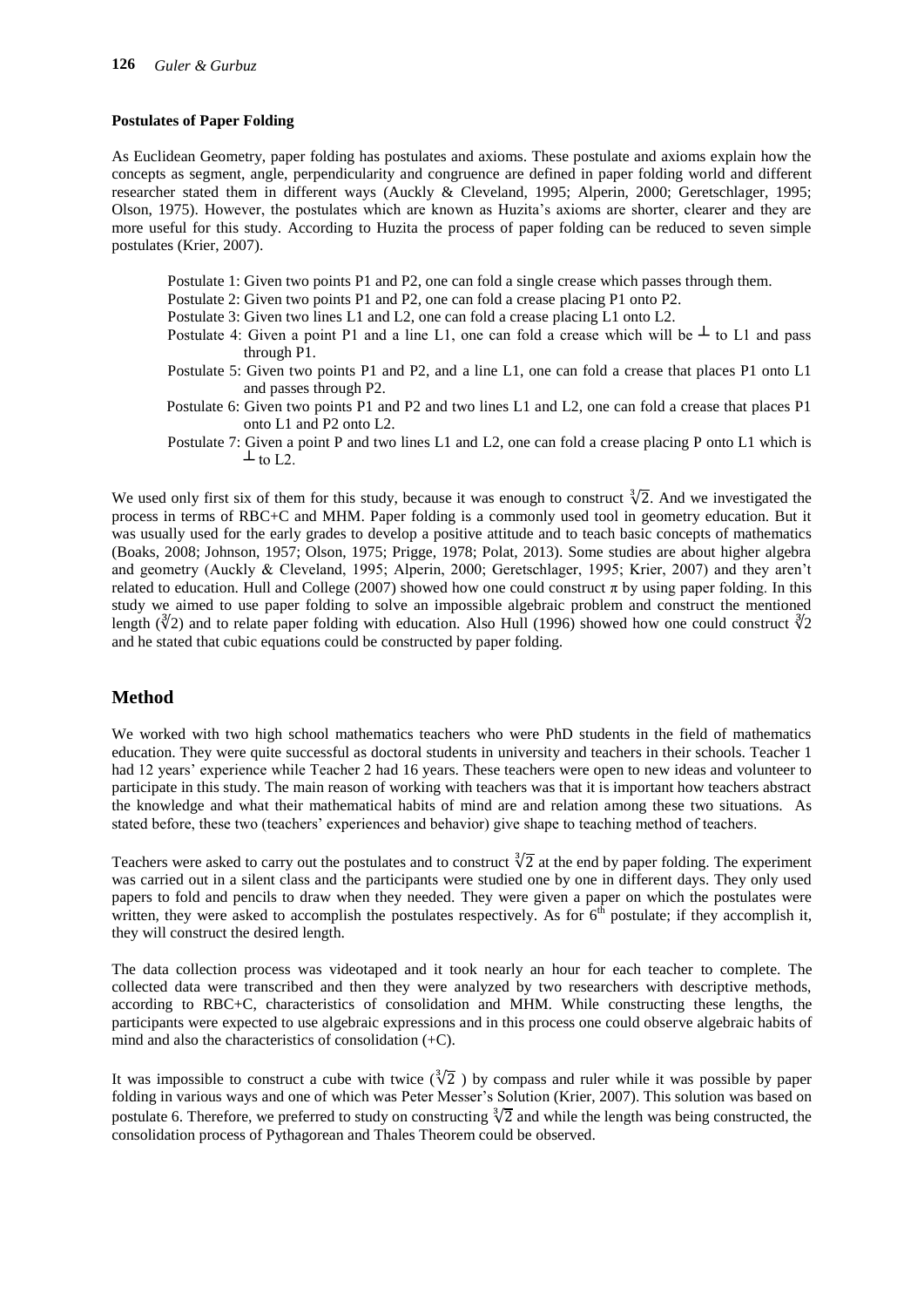#### Postulates of Paper Folding

As Euclidean Geometry, paper folding has postulates and axioms. These postulate and axioms explain how the concepts as segment, angle, perpendicularity and congruence are defined in paper folding world and different researcher stated them in different ways (Auckly & Cleveland, 1995; Alperin, 2000; Geretschlager, 1995; Olson, 1975). However, the postulates which are known as Huzita's axioms are shorter, clearer and they are more useful for this study. According to Huzita the process of paper folding can be reduced to seven simple postulates (Krier, 2007).

- Postulate 1: Given two points P1 and P2, one can fold a single crease which passes through them.
- Postulate 2: Given two points P1 and P2, one can fold a crease placing P1 onto P2.
- Postulate 3: Given two lines L1 and L2, one can fold a crease placing L1 onto L2.
- Postulate 4: Given a point P1 and a line L1, one can fold a crease which will be $\perp$ to L1 and pass through P1.
- Postulate 5: Given two points P1 and P2, and a line L1, one can fold a crease that places P1 onto L1 and passes through P2.
- Postulate 6: Given two points P1 and P2 and two lines L1 and L2, one can fold a crease that places P1 onto L1 and P2 onto L2.
- Postulate 7: Given a point P and two lines L1 and L2, one can fold a crease placing P onto L1 which is $\perp$ to L2.

We used only first six of them for this study, because it was enough to construct $\sqrt[3]{2}$. And we investigated the process in terms of RBC+C and MHM. Paper folding is a commonly used tool in geometry education. But it was usually used for the early grades to develop a positive attitude and to teach basic concepts of mathematics (Boaks, 2008; Johnson, 1957; Olson, 1975; Prigge, 1978; Polat, 2013). Some studies are about higher algebra and geometry (Auckly & Cleveland, 1995; Alperin, 2000; Geretschlager, 1995; Krier, 2007) and they aren't related to education. Hull and College (2007) showed how one could construct $\pi$ by using paper folding. In this study we aimed to use paper folding to solve an impossible algebraic problem and construct the mentioned length ($\sqrt[3]{2}$) and to relate paper folding with education. Also Hull (1996) showed how one could construct $\sqrt[3]{2}$ and he stated that cubic equations could be constructed by paper folding.

## Method

We worked with two high school mathematics teachers who were PhD students in the field of mathematics education. They were quite successful as doctoral students in university and teachers in their schools. Teacher 1 had 12 years' experience while Teacher 2 had 16 years. These teachers were open to new ideas and volunteer to participate in this study. The main reason of working with teachers was that it is important how teachers abstract the knowledge and what their mathematical habits of mind are and relation among these two situations. As stated before, these two (teachers' experiences and behavior) give shape to teaching method of teachers.

Teachers were asked to carry out the postulates and to construct $\sqrt[3]{2}$ at the end by paper folding. The experiment was carried out in a silent class and the participants were studied one by one in different days. They only used papers to fold and pencils to draw when they needed. They were given a paper on which the postulates were written, they were asked to accomplish the postulates respectively. As for 6[th] postulate; if they accomplish it, they will construct the desired length.

The data collection process was videotaped and it took nearly an hour for each teacher to complete. The collected data were transcribed and then they were analyzed by two researchers with descriptive methods, according to RBC+C, characteristics of consolidation and MHM. While constructing these lengths, the participants were expected to use algebraic expressions and in this process one could observe algebraic habits of mind and also the characteristics of consolidation (+C).

It was impossible to construct a cube with twice ($\sqrt[3]{2}$ ) by compass and ruler while it was possible by paper folding in various ways and one of which was Peter Messer's Solution (Krier, 2007). This solution was based on postulate 6. Therefore, we preferred to study on constructing $\sqrt[3]{2}$ and while the length was being constructed, the consolidation process of Pythagorean and Thales Theorem could be observed.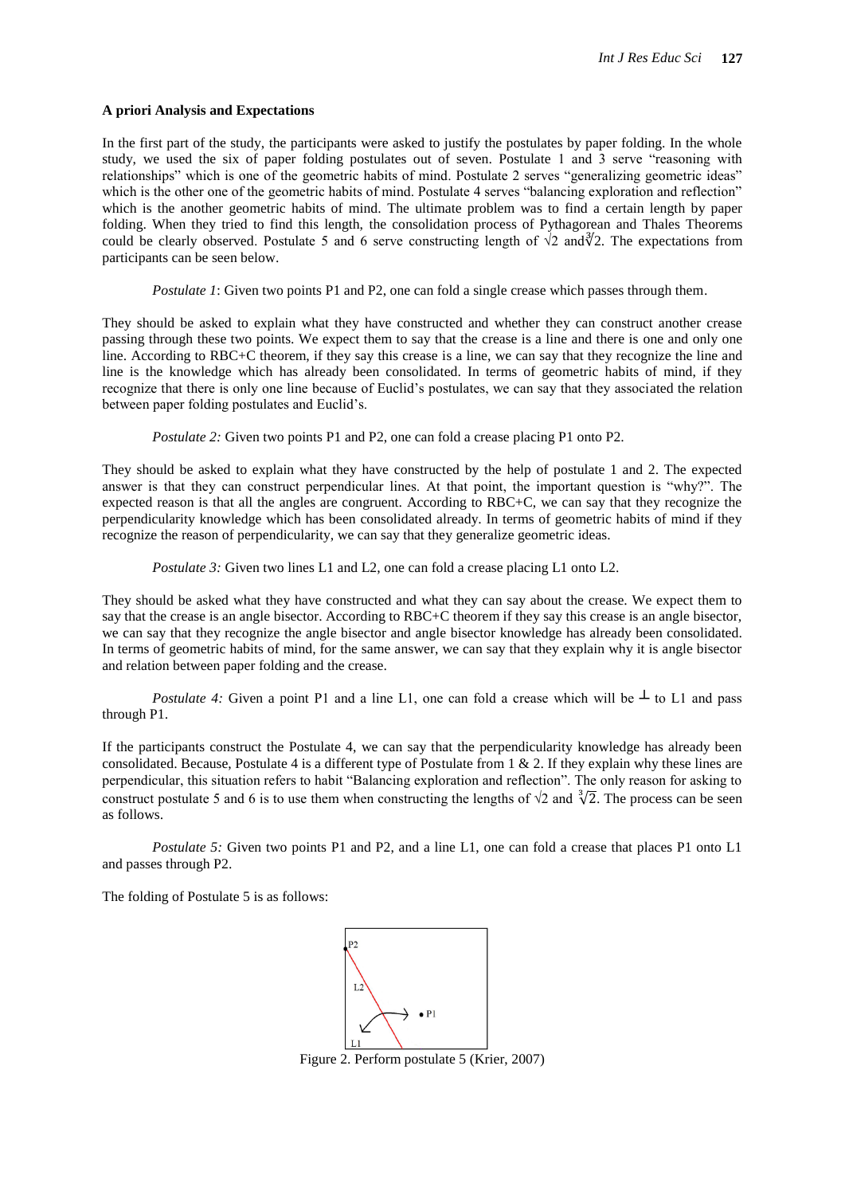**A priori Analysis and Expectations**

In the first part of the study, the participants were asked to justify the postulates by paper folding. In the whole study, we used the six of paper folding postulates out of seven. Postulate 1 and 3 serve "reasoning with relationships" which is one of the geometric habits of mind. Postulate 2 serves "generalizing geometric ideas" which is the other one of the geometric habits of mind. Postulate 4 serves "balancing exploration and reflection" which is the another geometric habits of mind. The ultimate problem was to find a certain length by paper folding. When they tried to find this length, the consolidation process of Pythagorean and Thales Theorems could be clearly observed. Postulate 5 and 6 serve constructing length of $\sqrt{2}$ and $\sqrt[3]{2}$. The expectations from participants can be seen below.

*Postulate 1*: Given two points P1 and P2, one can fold a single crease which passes through them.

They should be asked to explain what they have constructed and whether they can construct another crease passing through these two points. We expect them to say that the crease is a line and there is one and only one line. According to RBC+C theorem, if they say this crease is a line, we can say that they recognize the line and line is the knowledge which has already been consolidated. In terms of geometric habits of mind, if they recognize that there is only one line because of Euclid's postulates, we can say that they associated the relation between paper folding postulates and Euclid's.

*Postulate 2:* Given two points P1 and P2, one can fold a crease placing P1 onto P2.

They should be asked to explain what they have constructed by the help of postulate 1 and 2. The expected answer is that they can construct perpendicular lines. At that point, the important question is "why?". The expected reason is that all the angles are congruent. According to RBC+C, we can say that they recognize the perpendicularity knowledge which has been consolidated already. In terms of geometric habits of mind if they recognize the reason of perpendicularity, we can say that they generalize geometric ideas.

*Postulate 3:* Given two lines L1 and L2, one can fold a crease placing L1 onto L2.

They should be asked what they have constructed and what they can say about the crease. We expect them to say that the crease is an angle bisector. According to RBC+C theorem if they say this crease is an angle bisector, we can say that they recognize the angle bisector and angle bisector knowledge has already been consolidated. In terms of geometric habits of mind, for the same answer, we can say that they explain why it is angle bisector and relation between paper folding and the crease.

*Postulate 4:* Given a point P1 and a line L1, one can fold a crease which will be $\perp$ to L1 and pass through P1.

If the participants construct the Postulate 4, we can say that the perpendicularity knowledge has already been consolidated. Because, Postulate 4 is a different type of Postulate from 1 & 2. If they explain why these lines are perpendicular, this situation refers to habit "Balancing exploration and reflection". The only reason for asking to construct postulate 5 and 6 is to use them when constructing the lengths of $\sqrt{2}$ and $\sqrt[3]{2}$. The process can be seen as follows.

*Postulate 5:* Given two points P1 and P2, and a line L1, one can fold a crease that places P1 onto L1 and passes through P2.

The folding of Postulate 5 is as follows:

Figure 2. Perform postulate 5 (Krier, 2007)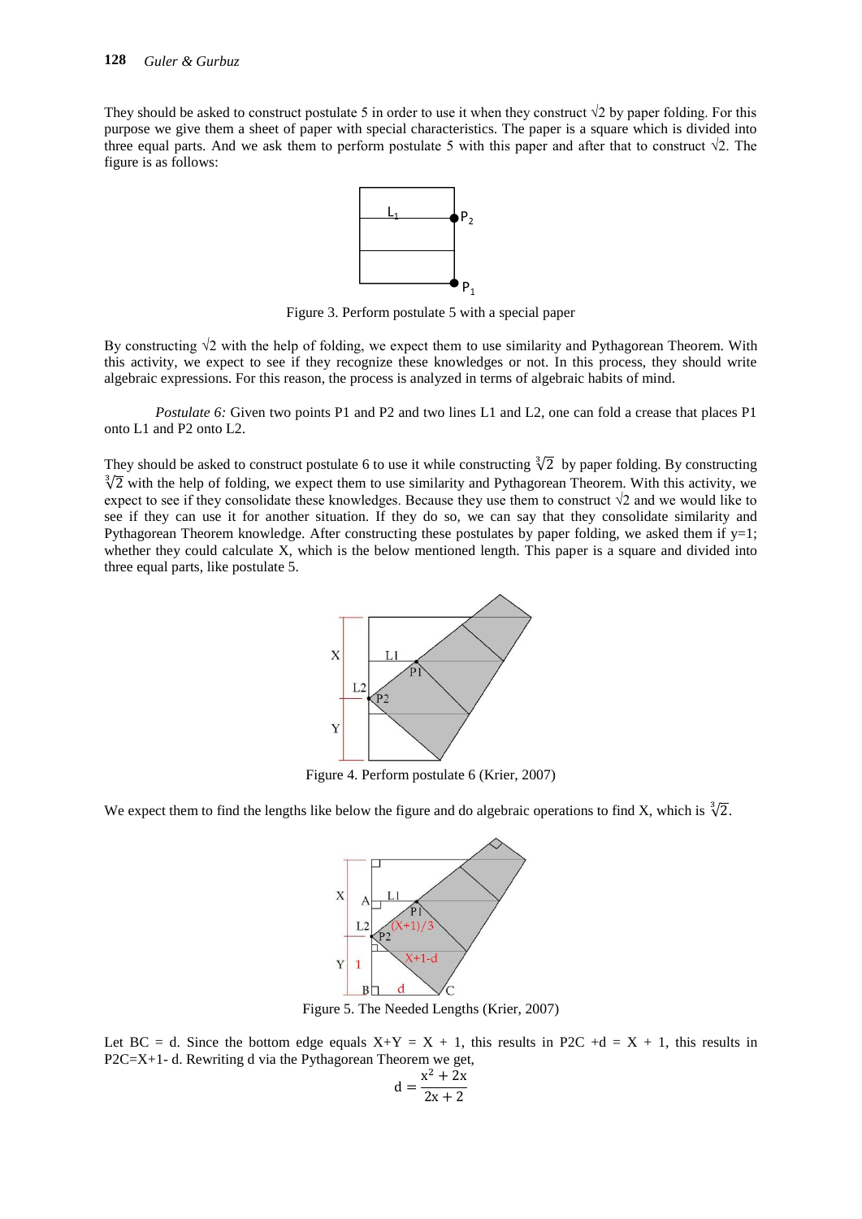They should be asked to construct postulate 5 in order to use it when they construct √2 by paper folding. For this purpose we give them a sheet of paper with special characteristics. The paper is a square which is divided into three equal parts. And we ask them to perform postulate 5 with this paper and after that to construct √2. The figure is as follows:

Figure 3. Perform postulate 5 with a special paper

By constructing √2 with the help of folding, we expect them to use similarity and Pythagorean Theorem. With this activity, we expect to see if they recognize these knowledges or not. In this process, they should write algebraic expressions. For this reason, the process is analyzed in terms of algebraic habits of mind.

*Postulate 6:* Given two points P1 and P2 and two lines L1 and L2, one can fold a crease that places P1 onto L1 and P2 onto L2.

They should be asked to construct postulate 6 to use it while constructing $\sqrt[3]{2}$ by paper folding. By constructing $\sqrt[3]{2}$ with the help of folding, we expect them to use similarity and Pythagorean Theorem. With this activity, we expect to see if they consolidate these knowledges. Because they use them to construct √2 and we would like to see if they can use it for another situation. If they do so, we can say that they consolidate similarity and Pythagorean Theorem knowledge. After constructing these postulates by paper folding, we asked them if y=1; whether they could calculate X, which is the below mentioned length. This paper is a square and divided into three equal parts, like postulate 5.

Figure 4. Perform postulate 6 (Krier, 2007)

We expect them to find the lengths like below the figure and do algebraic operations to find X, which is $\sqrt[3]{2}$.

Figure 5. The Needed Lengths (Krier, 2007)

Let BC = d. Since the bottom edge equals X+Y = X + 1, this results in P2C +d = X + 1, this results in P2C=X+1- d. Rewriting d via the Pythagorean Theorem we get,

$$d = \frac{x^2 + 2x}{2x + 2}$$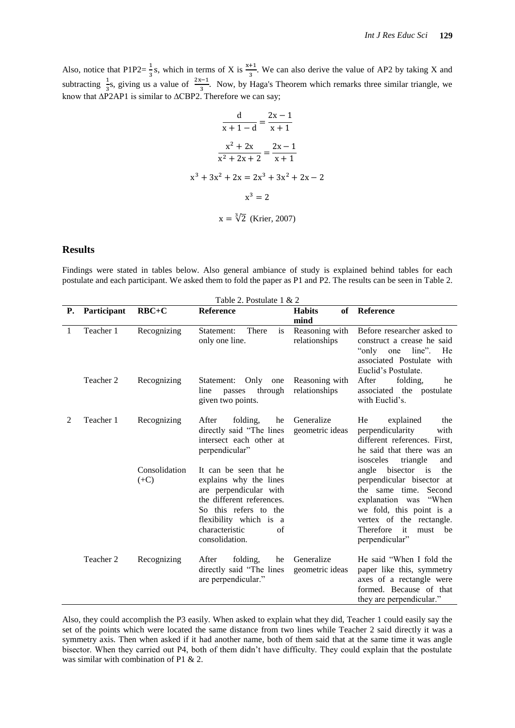Also, notice that P1P2= $\frac{1}{3}$s, which in terms of X is $\frac{x+1}{3}$. We can also derive the value of AP2 by taking X and subtracting $\frac{1}{3}$s, giving us a value of $\frac{2x-1}{3}$. Now, by Haga's Theorem which remarks three similar triangle, we know that ΔP2AP1 is similar to ΔCBP2. Therefore we can say;

$$\frac{d}{x+1-d} = \frac{2x-1}{x+1}$$

$$\frac{x^2+2x}{x^2+2x+2} = \frac{2x-1}{x+1}$$

$$x^3+3x^2+2x = 2x^3+3x^2+2x-2$$

$$x^3 = 2$$

$$x = \sqrt[3]{2}$$ (Krier, 2007)

## Results

Findings were stated in tables below. Also general ambiance of study is explained behind tables for each postulate and each participant. We asked them to fold the paper as P1 and P2. The results can be seen in Table 2.

Table 2. Postulate 1 & 2

| P. | Participant | RBC+C | Reference | Habits of mind | Reference |
|---|---|---|---|---|---|
| 1 | Teacher 1 | Recognizing | Statement: There is only one line. | Reasoning with relationships | Before researcher asked to construct a crease he said "only one line". He associated Postulate with Euclid's Postulate. |
| | Teacher 2 | Recognizing | Statement: Only one line passes through given two points. | Reasoning with relationships | After folding, he associated the postulate with Euclid's. |
| 2 | Teacher 1 | Recognizing | After folding, he directly said "The lines intersect each other at perpendicular" | Generalize geometric ideas | He explained the perpendicularity with different references. First, he said that there was an isosceles triangle and angle bisector is the perpendicular bisector at the same time. Second explanation was "When we fold, this point is a vertex of the rectangle. Therefore it must be perpendicular" |
| | | Consolidation (+C) | It can be seen that he explains why the lines are perpendicular with the different references. So this refers to the flexibility which is a characteristic of consolidation. | | |
| | Teacher 2 | Recognizing | After folding, he directly said "The lines are perpendicular." | Generalize geometric ideas | He said "When I fold the paper like this, symmetry axes of a rectangle were formed. Because of that they are perpendicular." |

Also, they could accomplish the P3 easily. When asked to explain what they did, Teacher 1 could easily say the set of the points which were located the same distance from two lines while Teacher 2 said directly it was a symmetry axis. Then when asked if it had another name, both of them said that at the same time it was angle bisector. When they carried out P4, both of them didn't have difficulty. They could explain that the postulate was similar with combination of P1 & 2.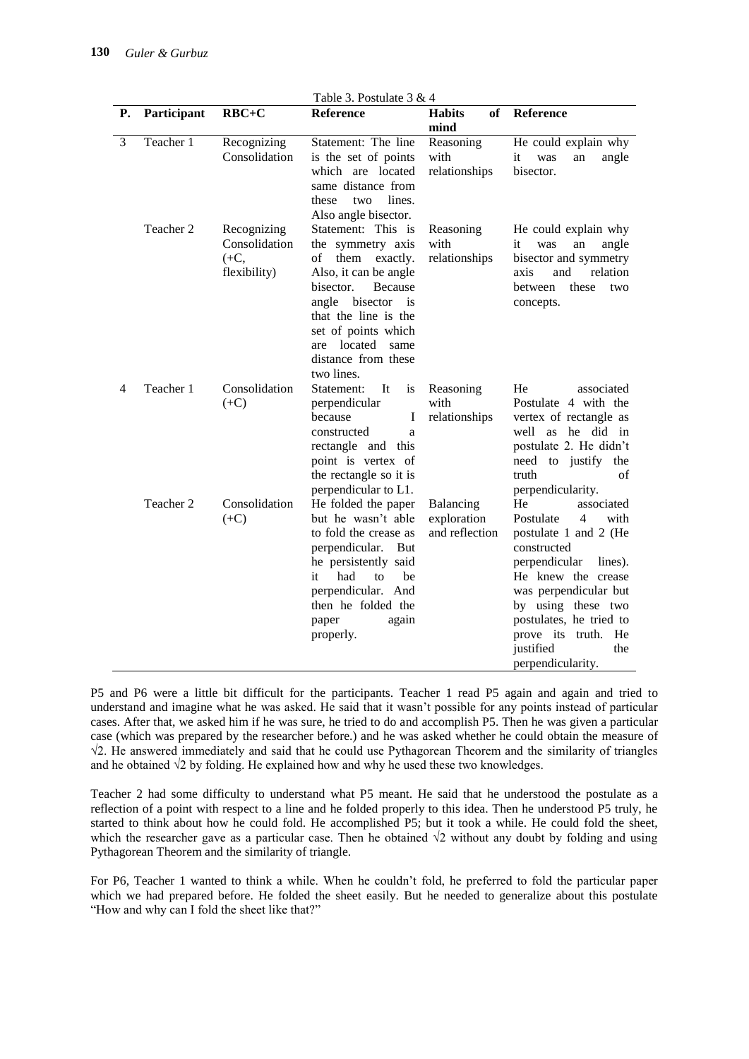Table 3. Postulate 3 & 4

| P. | Participant | RBC+C | Reference | Habits of mind | Reference |
|---|---|---|---|---|---|
| 3 | Teacher 1 | Recognizing Consolidation | Statement: The line is the set of points which are located same distance from these two lines. Also angle bisector. | Reasoning with relationships | He could explain why it was an angle bisector. |
| | Teacher 2 | Recognizing Consolidation (+C, flexibility) | Statement: This is the symmetry axis of them exactly. Also, it can be angle bisector. Because angle bisector is that the line is the set of points which are located same distance from these two lines. | Reasoning with relationships | He could explain why it was an angle bisector and symmetry axis and relation between these two concepts. |
| 4 | Teacher 1 | Consolidation (+C) | Statement: It is perpendicular because I constructed a rectangle and this point is vertex of the rectangle so it is perpendicular to L1. | Reasoning with relationships | He associated Postulate 4 with the vertex of rectangle as well as he did in postulate 2. He didn't need to justify the truth of perpendicularity. |
| | Teacher 2 | Consolidation (+C) | He folded the paper but he wasn't able to fold the crease as perpendicular. But he persistently said it had to be perpendicular. And then he folded the paper again properly. | Balancing exploration and reflection | He associated Postulate 4 with postulate 1 and 2 (He constructed perpendicular lines). He knew the crease was perpendicular but by using these two postulates, he tried to prove its truth. He justified the perpendicularity. |

P5 and P6 were a little bit difficult for the participants. Teacher 1 read P5 again and again and tried to understand and imagine what he was asked. He said that it wasn't possible for any points instead of particular cases. After that, we asked him if he was sure, he tried to do and accomplish P5. Then he was given a particular case (which was prepared by the researcher before.) and he was asked whether he could obtain the measure of $\sqrt{2}$. He answered immediately and said that he could use Pythagorean Theorem and the similarity of triangles and he obtained $\sqrt{2}$ by folding. He explained how and why he used these two knowledges.

Teacher 2 had some difficulty to understand what P5 meant. He said that he understood the postulate as a reflection of a point with respect to a line and he folded properly to this idea. Then he understood P5 truly, he started to think about how he could fold. He accomplished P5; but it took a while. He could fold the sheet, which the researcher gave as a particular case. Then he obtained $\sqrt{2}$ without any doubt by folding and using Pythagorean Theorem and the similarity of triangle.

For P6, Teacher 1 wanted to think a while. When he couldn't fold, he preferred to fold the particular paper which we had prepared before. He folded the sheet easily. But he needed to generalize about this postulate "How and why can I fold the sheet like that?"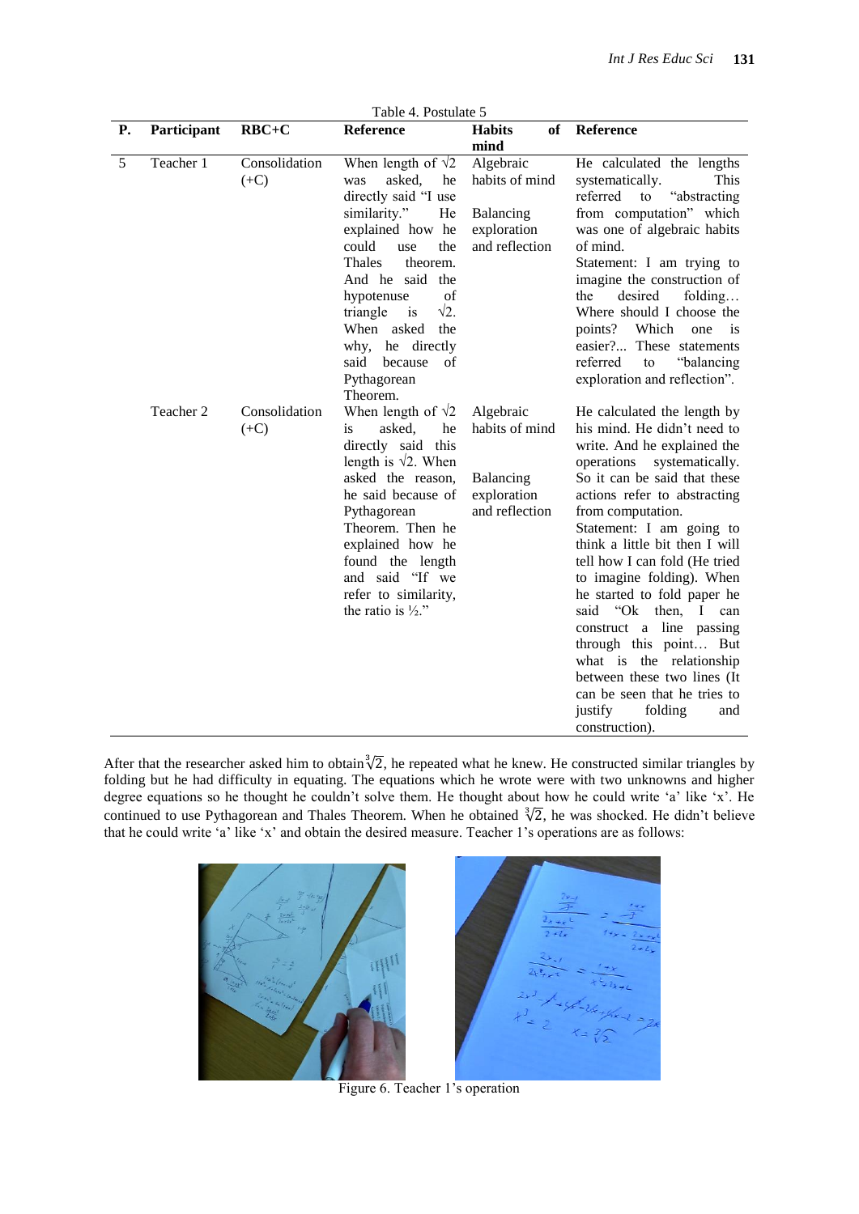Table 4. Postulate 5

| P. | Participant | RBC+C | Reference | Habits of mind | Reference |
|---|---|---|---|---|---|
| 5 | Teacher 1 | Consolidation (+C) | When length of $\sqrt{2}$ was asked, he directly said "I use similarity." He explained how he could use the Thales theorem. And he said the hypotenuse of triangle is $\sqrt{2}$. When asked the why, he directly said because of Pythagorean Theorem. | Algebraic habits of mind<br><br>Balancing exploration and reflection | He calculated the lengths systematically. This referred to "abstracting from computation" which was one of algebraic habits of mind.<br>Statement: I am trying to imagine the construction of the desired folding… Where should I choose the points? Which one is easier?... These statements referred to "balancing exploration and reflection". |
| | Teacher 2 | Consolidation (+C) | When length of $\sqrt{2}$ is asked, he directly said this length is $\sqrt{2}$. When asked the reason, he said because of Pythagorean Theorem. Then he explained how he found the length and said "If we refer to similarity, the ratio is ½." | Algebraic habits of mind<br><br>Balancing exploration and reflection | He calculated the length by his mind. He didn't need to write. And he explained the operations systematically. So it can be said that these actions refer to abstracting from computation.<br>Statement: I am going to think a little bit then I will tell how I can fold (He tried to imagine folding). When he started to fold paper he said "Ok then, I can construct a line passing through this point… But what is the relationship between these two lines (It can be seen that he tries to justify folding and construction). |

After that the researcher asked him to obtain $\sqrt[3]{2}$, he repeated what he knew. He constructed similar triangles by folding but he had difficulty in equating. The equations which he wrote were with two unknowns and higher degree equations so he thought he couldn't solve them. He thought about how he could write 'a' like 'x'. He continued to use Pythagorean and Thales Theorem. When he obtained $\sqrt[3]{2}$, he was shocked. He didn't believe that he could write 'a' like 'x' and obtain the desired measure. Teacher 1's operations are as follows:

Figure 6. Teacher 1's operation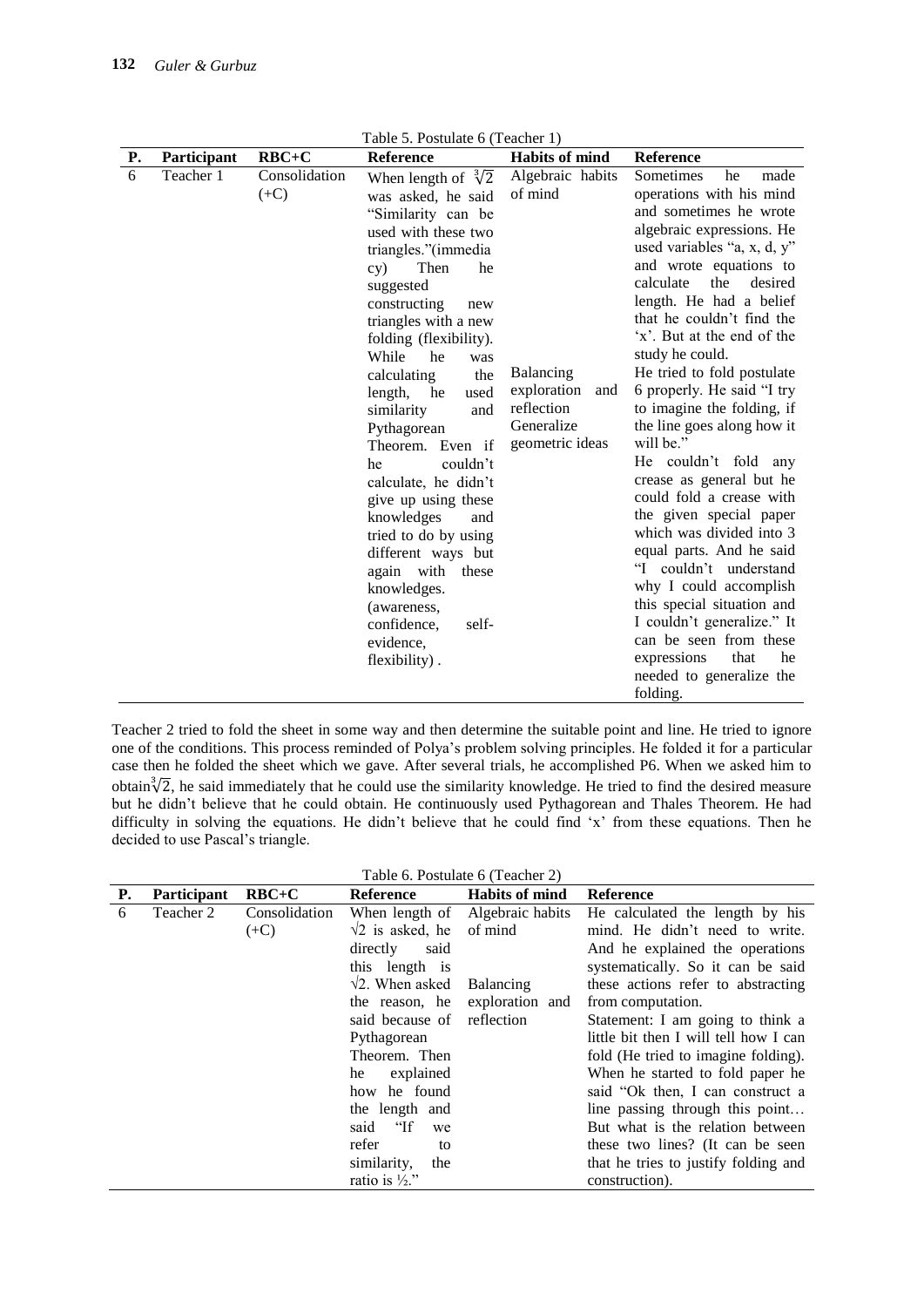Table 5. Postulate 6 (Teacher 1)

| P. | Participant | RBC+C | Reference | Habits of mind | Reference |
|---|---|---|---|---|---|
| 6 | Teacher 1 | Consolidation (+C) | When length of $\sqrt[3]{2}$ was asked, he said "Similarity can be used with these two triangles."(immediacy) Then he suggested constructing new triangles with a new folding (flexibility). While he was calculating the length, he used similarity and Pythagorean Theorem. Even if he couldn't calculate, he didn't give up using these knowledges and tried to do by using different ways but again with these knowledges. (awareness, confidence, self-evidence, flexibility) . | Algebraic habits of mind | Sometimes he made operations with his mind and sometimes he wrote algebraic expressions. He used variables "a, x, d, y" and wrote equations to calculate the desired length. He had a belief that he couldn't find the 'x'. But at the end of the study he could. |
| | | | | Balancing exploration and reflection Generalize geometric ideas | He tried to fold postulate 6 properly. He said "I try to imagine the folding, if the line goes along how it will be." He couldn't fold any crease as general but he could fold a crease with the given special paper which was divided into 3 equal parts. And he said "I couldn't understand why I could accomplish this special situation and I couldn't generalize." It can be seen from these expressions that he needed to generalize the folding. |

Teacher 2 tried to fold the sheet in some way and then determine the suitable point and line. He tried to ignore one of the conditions. This process reminded of Polya's problem solving principles. He folded it for a particular case then he folded the sheet which we gave. After several trials, he accomplished P6. When we asked him to obtain$\sqrt[3]{2}$, he said immediately that he could use the similarity knowledge. He tried to find the desired measure but he didn't believe that he could obtain. He continuously used Pythagorean and Thales Theorem. He had difficulty in solving the equations. He didn't believe that he could find 'x' from these equations. Then he decided to use Pascal's triangle.

Table 6. Postulate 6 (Teacher 2)

| P. | Participant | RBC+C | Reference | Habits of mind | Reference |
|---|---|---|---|---|---|
| 6 | Teacher 2 | Consolidation (+C) | When length of $\sqrt{2}$ is asked, he directly said this length is $\sqrt{2}$. When asked the reason, he said because of Pythagorean Theorem. Then he explained how he found the length and said "If we refer to similarity, the ratio is ½." | Algebraic habits of mind | He calculated the length by his mind. He didn't need to write. And he explained the operations systematically. So it can be said these actions refer to abstracting from computation. |
| | | | | Balancing exploration and reflection | Statement: I am going to think a little bit then I will tell how I can fold (He tried to imagine folding). When he started to fold paper he said "Ok then, I can construct a line passing through this point… But what is the relation between these two lines? (It can be seen that he tries to justify folding and construction). |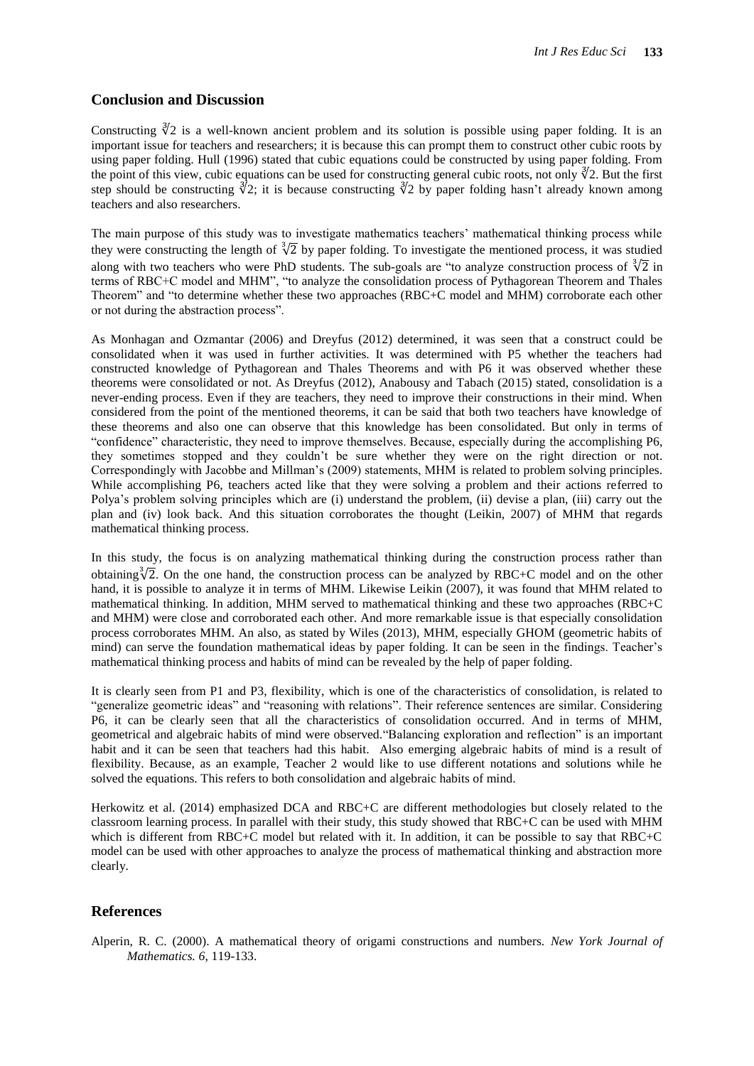## Conclusion and Discussion

Constructing $\sqrt[3]{2}$ is a well-known ancient problem and its solution is possible using paper folding. It is an important issue for teachers and researchers; it is because this can prompt them to construct other cubic roots by using paper folding. Hull (1996) stated that cubic equations could be constructed by using paper folding. From the point of this view, cubic equations can be used for constructing general cubic roots, not only $\sqrt[3]{2}$. But the first step should be constructing $\sqrt[3]{2}$; it is because constructing $\sqrt[3]{2}$ by paper folding hasn't already known among teachers and also researchers.

The main purpose of this study was to investigate mathematics teachers' mathematical thinking process while they were constructing the length of $\sqrt[3]{2}$ by paper folding. To investigate the mentioned process, it was studied along with two teachers who were PhD students. The sub-goals are "to analyze construction process of $\sqrt[3]{2}$ in terms of RBC+C model and MHM", "to analyze the consolidation process of Pythagorean Theorem and Thales Theorem" and "to determine whether these two approaches (RBC+C model and MHM) corroborate each other or not during the abstraction process".

As Monhagan and Ozmantar (2006) and Dreyfus (2012) determined, it was seen that a construct could be consolidated when it was used in further activities. It was determined with P5 whether the teachers had constructed knowledge of Pythagorean and Thales Theorems and with P6 it was observed whether these theorems were consolidated or not. As Dreyfus (2012), Anabousy and Tabach (2015) stated, consolidation is a never-ending process. Even if they are teachers, they need to improve their constructions in their mind. When considered from the point of the mentioned theorems, it can be said that both two teachers have knowledge of these theorems and also one can observe that this knowledge has been consolidated. But only in terms of "confidence" characteristic, they need to improve themselves. Because, especially during the accomplishing P6, they sometimes stopped and they couldn't be sure whether they were on the right direction or not. Correspondingly with Jacobbe and Millman's (2009) statements, MHM is related to problem solving principles. While accomplishing P6, teachers acted like that they were solving a problem and their actions referred to Polya's problem solving principles which are (i) understand the problem, (ii) devise a plan, (iii) carry out the plan and (iv) look back. And this situation corroborates the thought (Leikin, 2007) of MHM that regards mathematical thinking process.

In this study, the focus is on analyzing mathematical thinking during the construction process rather than obtaining $\sqrt[3]{2}$. On the one hand, the construction process can be analyzed by RBC+C model and on the other hand, it is possible to analyze it in terms of MHM. Likewise Leikin (2007), it was found that MHM related to mathematical thinking. In addition, MHM served to mathematical thinking and these two approaches (RBC+C and MHM) were close and corroborated each other. And more remarkable issue is that especially consolidation process corroborates MHM. An also, as stated by Wiles (2013), MHM, especially GHOM (geometric habits of mind) can serve the foundation mathematical ideas by paper folding. It can be seen in the findings. Teacher's mathematical thinking process and habits of mind can be revealed by the help of paper folding.

It is clearly seen from P1 and P3, flexibility, which is one of the characteristics of consolidation, is related to "generalize geometric ideas" and "reasoning with relations". Their reference sentences are similar. Considering P6, it can be clearly seen that all the characteristics of consolidation occurred. And in terms of MHM, geometrical and algebraic habits of mind were observed."Balancing exploration and reflection" is an important habit and it can be seen that teachers had this habit. Also emerging algebraic habits of mind is a result of flexibility. Because, as an example, Teacher 2 would like to use different notations and solutions while he solved the equations. This refers to both consolidation and algebraic habits of mind.

Herkowitz et al. (2014) emphasized DCA and RBC+C are different methodologies but closely related to the classroom learning process. In parallel with their study, this study showed that RBC+C can be used with MHM which is different from RBC+C model but related with it. In addition, it can be possible to say that RBC+C model can be used with other approaches to analyze the process of mathematical thinking and abstraction more clearly.

## References

Alperin, R. C. (2000). A mathematical theory of origami constructions and numbers. *New York Journal of Mathematics. 6*, 119-133.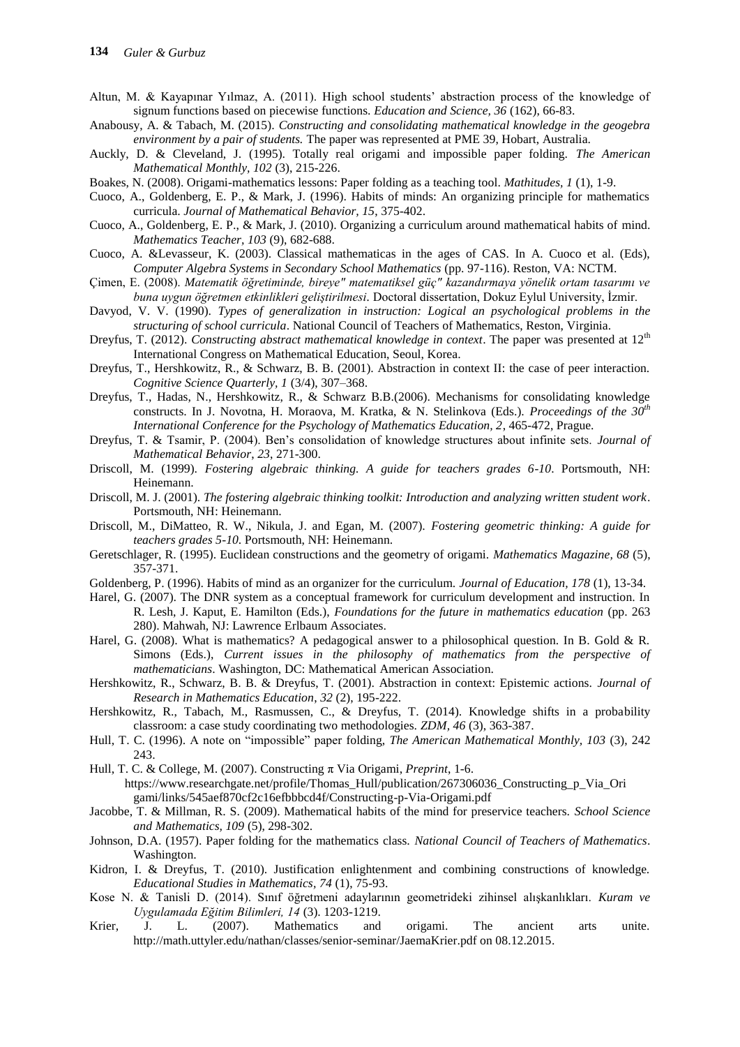Altun, M. & Kayapınar Yılmaz, A. (2011). High school students' abstraction process of the knowledge of signum functions based on piecewise functions. *Education and Science, 36* (162), 66-83.

Anabousy, A. & Tabach, M. (2015). *Constructing and consolidating mathematical knowledge in the geogebra environment by a pair of students.* The paper was represented at PME 39, Hobart, Australia.

Auckly, D. & Cleveland, J. (1995). Totally real origami and impossible paper folding. *The American Mathematical Monthly, 102* (3), 215-226.

Boakes, N. (2008). Origami-mathematics lessons: Paper folding as a teaching tool. *Mathitudes, 1* (1), 1-9.

Cuoco, A., Goldenberg, E. P., & Mark, J. (1996). Habits of minds: An organizing principle for mathematics curricula. *Journal of Mathematical Behavior, 15*, 375-402.

Cuoco, A., Goldenberg, E. P., & Mark, J. (2010). Organizing a curriculum around mathematical habits of mind. *Mathematics Teacher, 103* (9), 682-688.

Cuoco, A. &Levasseur, K. (2003). Classical mathematicas in the ages of CAS. In A. Cuoco et al. (Eds), *Computer Algebra Systems in Secondary School Mathematics* (pp. 97-116). Reston, VA: NCTM.

Çimen, E. (2008). *Matematik öğretiminde, bireye" matematiksel güç" kazandırmaya yönelik ortam tasarımı ve buna uygun öğretmen etkinlikleri geliştirilmesi*. Doctoral dissertation, Dokuz Eylul University, İzmir.

Davyod, V. V. (1990). *Types of generalization in instruction: Logical an psychological problems in the structuring of school curricula*. National Council of Teachers of Mathematics, Reston, Virginia.

Dreyfus, T. (2012). *Constructing abstract mathematical knowledge in context*. The paper was presented at 12th International Congress on Mathematical Education, Seoul, Korea.

Dreyfus, T., Hershkowitz, R., & Schwarz, B. B. (2001). Abstraction in context II: the case of peer interaction. *Cognitive Science Quarterly, 1* (3/4), 307–368.

Dreyfus, T., Hadas, N., Hershkowitz, R., & Schwarz B.B.(2006). Mechanisms for consolidating knowledge constructs. In J. Novotna, H. Moraova, M. Kratka, & N. Stelinkova (Eds.). *Proceedings of the 30th International Conference for the Psychology of Mathematics Education, 2*, 465-472, Prague.

Dreyfus, T. & Tsamir, P. (2004). Ben's consolidation of knowledge structures about infinite sets. *Journal of Mathematical Behavior, 23*, 271-300.

Driscoll, M. (1999). *Fostering algebraic thinking. A guide for teachers grades 6-10*. Portsmouth, NH: Heinemann.

Driscoll, M. J. (2001). *The fostering algebraic thinking toolkit: Introduction and analyzing written student work*. Portsmouth, NH: Heinemann.

Driscoll, M., DiMatteo, R. W., Nikula, J. and Egan, M. (2007). *Fostering geometric thinking: A guide for teachers grades 5-10*. Portsmouth, NH: Heinemann.

Geretschlager, R. (1995). Euclidean constructions and the geometry of origami. *Mathematics Magazine, 68* (5), 357-371.

Goldenberg, P. (1996). Habits of mind as an organizer for the curriculum. *Journal of Education, 178* (1), 13-34.

Harel, G. (2007). The DNR system as a conceptual framework for curriculum development and instruction. In R. Lesh, J. Kaput, E. Hamilton (Eds.), *Foundations for the future in mathematics education* (pp. 263 280). Mahwah, NJ: Lawrence Erlbaum Associates.

Harel, G. (2008). What is mathematics? A pedagogical answer to a philosophical question. In B. Gold & R. Simons (Eds.), *Current issues in the philosophy of mathematics from the perspective of mathematicians*. Washington, DC: Mathematical American Association.

Hershkowitz, R., Schwarz, B. B. & Dreyfus, T. (2001). Abstraction in context: Epistemic actions. *Journal of Research in Mathematics Education, 32* (2), 195-222.

Hershkowitz, R., Tabach, M., Rasmussen, C., & Dreyfus, T. (2014). Knowledge shifts in a probability classroom: a case study coordinating two methodologies. *ZDM, 46* (3), 363-387.

Hull, T. C. (1996). A note on "impossible" paper folding, *The American Mathematical Monthly, 103* (3), 242 243.

Hull, T. C. & College, M. (2007). Constructing π Via Origami, *Preprint*, 1-6. https://www.researchgate.net/profile/Thomas_Hull/publication/267306036_Constructing_p_Via_Origami/links/545aef870cf2c16efbbbcd4f/Constructing-p-Via-Origami.pdf

Jacobbe, T. & Millman, R. S. (2009). Mathematical habits of the mind for preservice teachers. *School Science and Mathematics, 109* (5), 298-302.

Johnson, D.A. (1957). Paper folding for the mathematics class. *National Council of Teachers of Mathematics*. Washington.

Kidron, I. & Dreyfus, T. (2010). Justification enlightenment and combining constructions of knowledge. *Educational Studies in Mathematics, 74* (1), 75-93.

Kose N. & Tanisli D. (2014). Sınıf öğretmeni adaylarının geometrideki zihinsel alışkanlıkları. *Kuram ve Uygulamada Eğitim Bilimleri, 14* (3). 1203-1219.

Krier, J. L. (2007). Mathematics and origami. The ancient arts unite. http://math.uttyler.edu/nathan/classes/senior-seminar/JaemaKrier.pdf on 08.12.2015.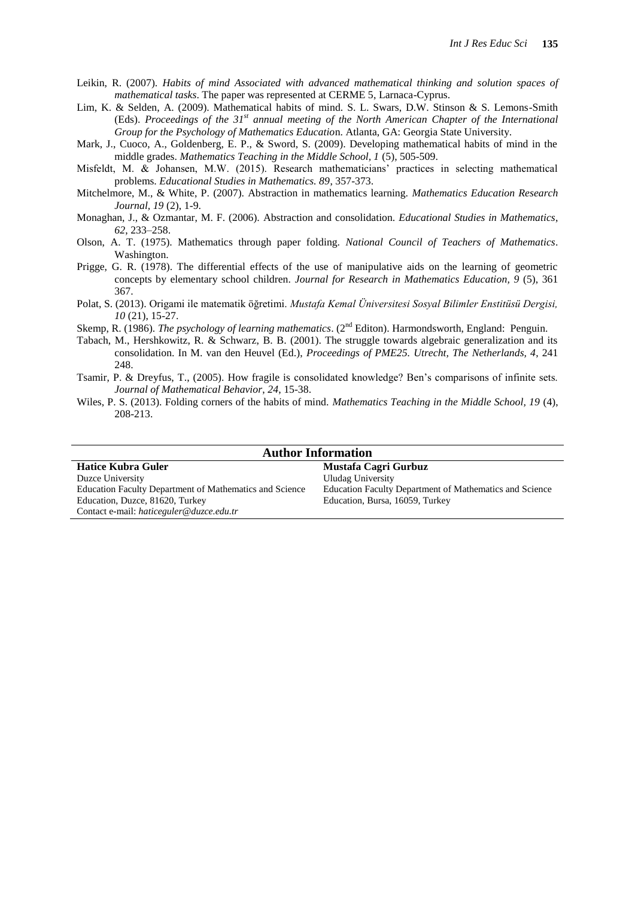Leikin, R. (2007). *Habits of mind Associated with advanced mathematical thinking and solution spaces of mathematical tasks*. The paper was represented at CERME 5, Larnaca-Cyprus.

Lim, K. & Selden, A. (2009). Mathematical habits of mind. S. L. Swars, D.W. Stinson & S. Lemons-Smith (Eds). *Proceedings of the 31st annual meeting of the North American Chapter of the International Group for the Psychology of Mathematics Educatio*n. Atlanta, GA: Georgia State University.

Mark, J., Cuoco, A., Goldenberg, E. P., & Sword, S. (2009). Developing mathematical habits of mind in the middle grades. *Mathematics Teaching in the Middle School, 1* (5), 505-509.

Misfeldt, M. & Johansen, M.W. (2015). Research mathematicians' practices in selecting mathematical problems. *Educational Studies in Mathematics. 89*, 357-373.

Mitchelmore, M., & White, P. (2007). Abstraction in mathematics learning. *Mathematics Education Research Journal, 19* (2), 1-9.

Monaghan, J., & Ozmantar, M. F. (2006). Abstraction and consolidation. *Educational Studies in Mathematics*, *62*, 233–258.

Olson, A. T. (1975). Mathematics through paper folding. *National Council of Teachers of Mathematics*. Washington.

Prigge, G. R. (1978). The differential effects of the use of manipulative aids on the learning of geometric concepts by elementary school children. *Journal for Research in Mathematics Education, 9* (5), 361 367.

Polat, S. (2013). Origami ile matematik öğretimi. *Mustafa Kemal Üniversitesi Sosyal Bilimler Enstitüsü Dergisi, 10* (21), 15-27.

Skemp, R. (1986). *The psychology of learning mathematics*. (2nd Editon). Harmondsworth, England: Penguin.

Tabach, M., Hershkowitz, R. & Schwarz, B. B. (2001). The struggle towards algebraic generalization and its consolidation. In M. van den Heuvel (Ed.), *Proceedings of PME25. Utrecht, The Netherlands, 4*, 241 248.

Tsamir, P. & Dreyfus, T., (2005). How fragile is consolidated knowledge? Ben's comparisons of infinite sets*. Journal of Mathematical Behavior*, *24*, 15-38.

Wiles, P. S. (2013). Folding corners of the habits of mind. *Mathematics Teaching in the Middle School, 19* (4), 208-213.

## Author Information

| **Hatice Kubra Guler** | **Mustafa Cagri Gurbuz** |
|---|---|
| Duzce University | Uludag University |
| Education Faculty Department of Mathematics and Science | Education Faculty Department of Mathematics and Science |
| Education, Duzce, 81620, Turkey | Education, Bursa, 16059, Turkey |
| Contact e-mail: *haticeguler@duzce.edu.tr* | |